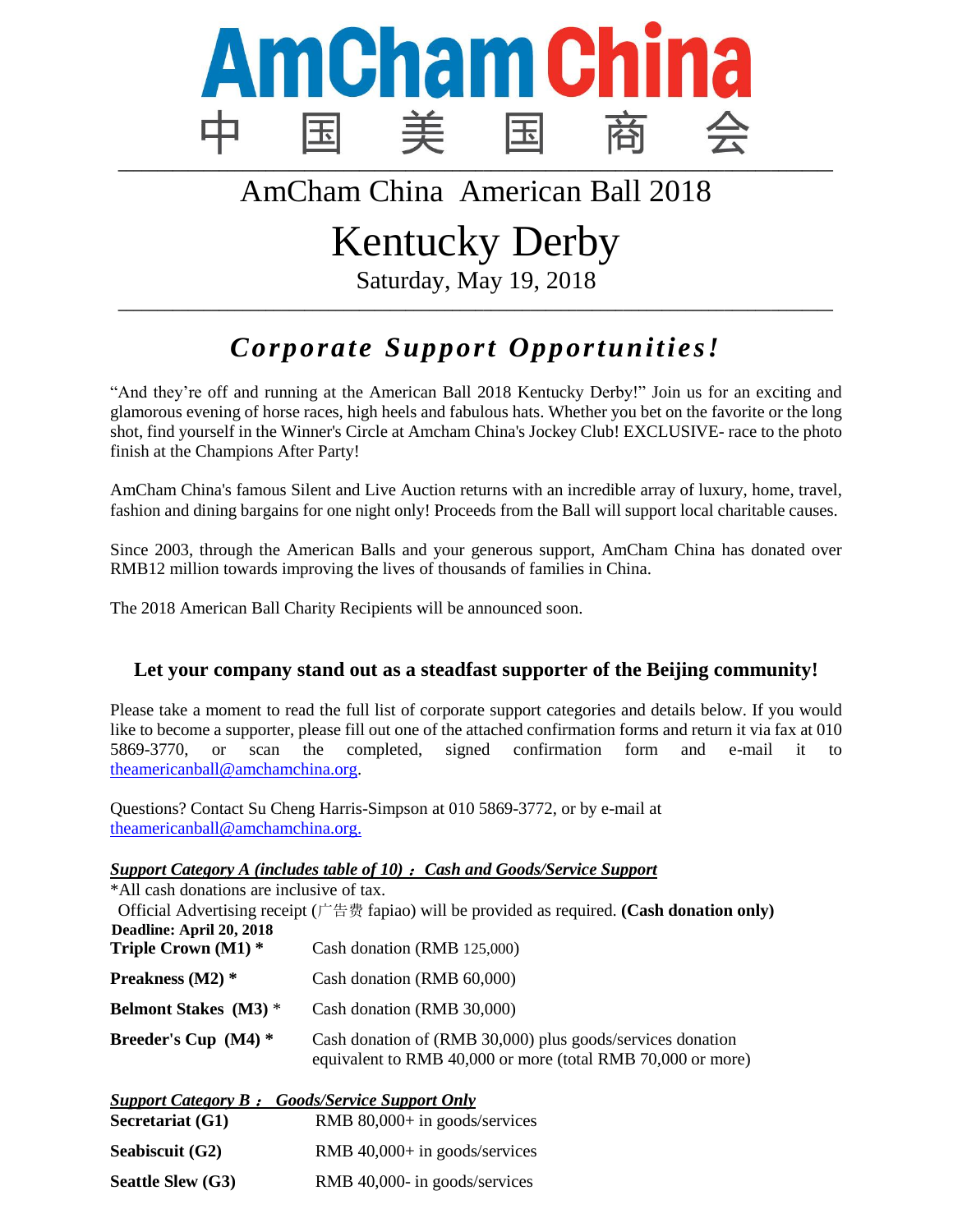# AmCham China

中 国 美 国 商 会

## AmCham China American Ball 2018

# Kentucky Derby

Saturday, May 19, 2018

## ***Corporate Support Opportunities!***

"And they're off and running at the American Ball 2018 Kentucky Derby!" Join us for an exciting and glamorous evening of horse races, high heels and fabulous hats. Whether you bet on the favorite or the long shot, find yourself in the Winner's Circle at Amcham China's Jockey Club! EXCLUSIVE- race to the photo finish at the Champions After Party!

AmCham China's famous Silent and Live Auction returns with an incredible array of luxury, home, travel, fashion and dining bargains for one night only! Proceeds from the Ball will support local charitable causes.

Since 2003, through the American Balls and your generous support, AmCham China has donated over RMB12 million towards improving the lives of thousands of families in China.

The 2018 American Ball Charity Recipients will be announced soon.

### Let your company stand out as a steadfast supporter of the Beijing community!

Please take a moment to read the full list of corporate support categories and details below. If you would like to become a supporter, please fill out one of the attached confirmation forms and return it via fax at 010 5869-3770, or scan the completed, signed confirmation form and e-mail it to theamericanball@amchamchina.org.

Questions? Contact Su Cheng Harris-Simpson at 010 5869-3772, or by e-mail at theamericanball@amchamchina.org.

***Support Category A (includes table of 10)： Cash and Goods/Service Support***

*All cash donations are inclusive of tax.

Official Advertising receipt (广告费 fapiao) will be provided as required. **(Cash donation only)**

**Deadline: April 20, 2018**

| | |
|---|---|
| **Triple Crown (M1) *** | Cash donation (RMB 125,000) |
| **Preakness (M2) *** | Cash donation (RMB 60,000) |
| **Belmont Stakes (M3)** * | Cash donation (RMB 30,000) |
| **Breeder's Cup (M4) *** | Cash donation of (RMB 30,000) plus goods/services donation equivalent to RMB 40,000 or more (total RMB 70,000 or more) |

***Support Category B： Goods/Service Support Only***

| | |
|---|---|
| **Secretariat (G1)** | RMB 80,000+ in goods/services |
| **Seabiscuit (G2)** | RMB 40,000+ in goods/services |
| **Seattle Slew (G3)** | RMB 40,000- in goods/services |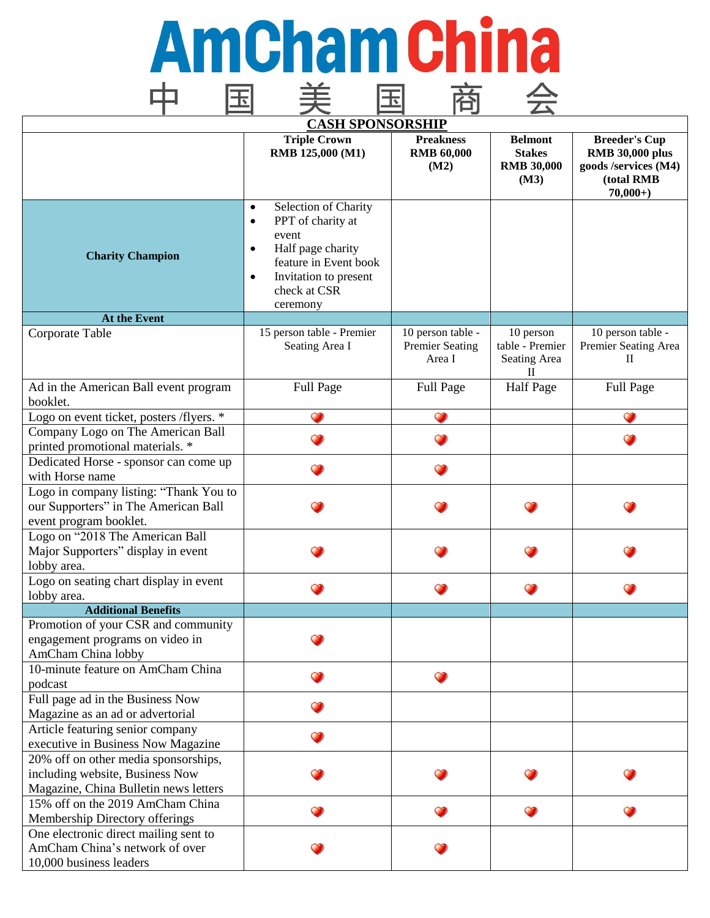# AmCham China

中 国 美 国 商 会

| CASH SPONSORSHIP | | | | |
|---|---|---|---|---|
| | **Triple Crown RMB 125,000 (M1)** | **Preakness RMB 60,000 (M2)** | **Belmont Stakes RMB 30,000 (M3)** | **Breeder's Cup RMB 30,000 plus goods /services (M4) (total RMB 70,000+)** |
| **Charity Champion** | • Selection of Charity<br>• PPT of charity at event<br>• Half page charity feature in Event book<br>• Invitation to present check at CSR ceremony | | | |
| **At the Event** | | | | |
| Corporate Table | 15 person table - Premier Seating Area I | 10 person table - Premier Seating Area I | 10 person table - Premier Seating Area II | 10 person table - Premier Seating Area II |
| Ad in the American Ball event program booklet. | Full Page | Full Page | Half Page | Full Page |
| Logo on event ticket, posters /flyers. * | ❤ | ❤ | | ❤ |
| Company Logo on The American Ball printed promotional materials. * | ❤ | ❤ | | ❤ |
| Dedicated Horse - sponsor can come up with Horse name | ❤ | ❤ | | |
| Logo in company listing: “Thank You to our Supporters” in The American Ball event program booklet. | ❤ | ❤ | ❤ | ❤ |
| Logo on “2018 The American Ball Major Supporters” display in event lobby area. | ❤ | ❤ | ❤ | ❤ |
| Logo on seating chart display in event lobby area. | ❤ | ❤ | ❤ | ❤ |
| **Additional Benefits** | | | | |
| Promotion of your CSR and community engagement programs on video in AmCham China lobby | ❤ | | | |
| 10-minute feature on AmCham China podcast | ❤ | ❤ | | |
| Full page ad in the Business Now Magazine as an ad or advertorial | ❤ | | | |
| Article featuring senior company executive in Business Now Magazine | ❤ | | | |
| 20% off on other media sponsorships, including website, Business Now Magazine, China Bulletin news letters | ❤ | ❤ | ❤ | ❤ |
| 15% off on the 2019 AmCham China Membership Directory offerings | ❤ | ❤ | ❤ | ❤ |
| One electronic direct mailing sent to AmCham China’s network of over 10,000 business leaders | ❤ | ❤ | | |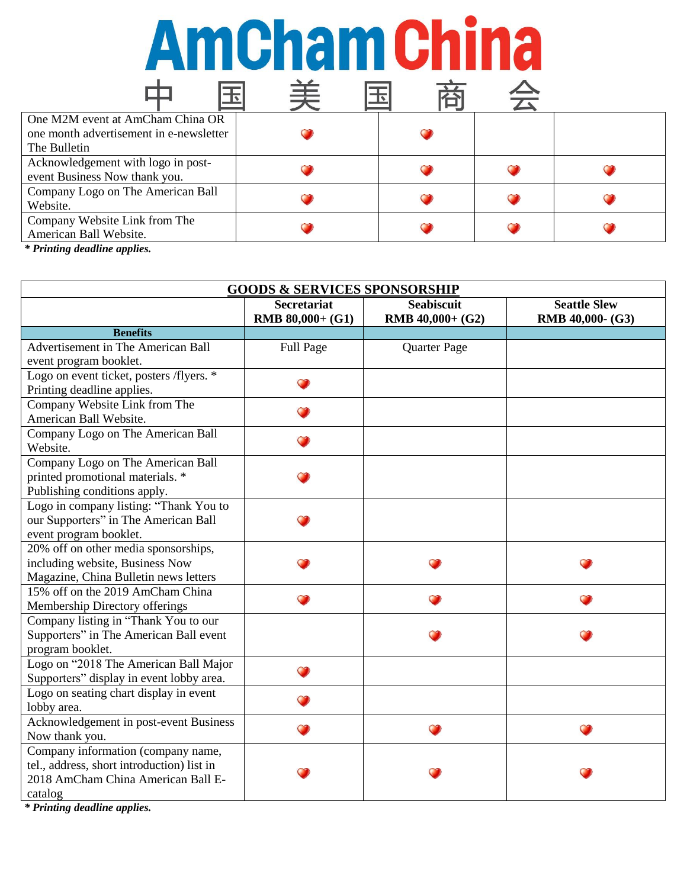# AmCham China
中 国 美 国 商 会

| | | | | |
|---|---|---|---|---|
| One M2M event at AmCham China OR one month advertisement in e-newsletter The Bulletin | ❤ | ❤ | | |
| Acknowledgement with logo in post-event Business Now thank you. | ❤ | ❤ | ❤ | ❤ |
| Company Logo on The American Ball Website. | ❤ | ❤ | ❤ | ❤ |
| Company Website Link from The American Ball Website. | ❤ | ❤ | ❤ | ❤ |

***** Printing deadline applies.***

| GOODS & SERVICES SPONSORSHIP | | | |
|---|---|---|---|
| | **Secretariat RMB 80,000+ (G1)** | **Seabiscuit RMB 40,000+ (G2)** | **Seattle Slew RMB 40,000- (G3)** |
| **Benefits** | | | |
| Advertisement in The American Ball event program booklet. | Full Page | Quarter Page | |
| Logo on event ticket, posters /flyers. * Printing deadline applies. | ❤ | | |
| Company Website Link from The American Ball Website. | ❤ | | |
| Company Logo on The American Ball Website. | ❤ | | |
| Company Logo on The American Ball printed promotional materials. * Publishing conditions apply. | ❤ | | |
| Logo in company listing: “Thank You to our Supporters” in The American Ball event program booklet. | ❤ | | |
| 20% off on other media sponsorships, including website, Business Now Magazine, China Bulletin news letters | ❤ | ❤ | ❤ |
| 15% off on the 2019 AmCham China Membership Directory offerings | ❤ | ❤ | ❤ |
| Company listing in “Thank You to our Supporters” in The American Ball event program booklet. | | ❤ | ❤ |
| Logo on “2018 The American Ball Major Supporters” display in event lobby area. | ❤ | | |
| Logo on seating chart display in event lobby area. | ❤ | | |
| Acknowledgement in post-event Business Now thank you. | ❤ | ❤ | ❤ |
| Company information (company name, tel., address, short introduction) list in 2018 AmCham China American Ball E-catalog | ❤ | ❤ | ❤ |

***** Printing deadline applies.***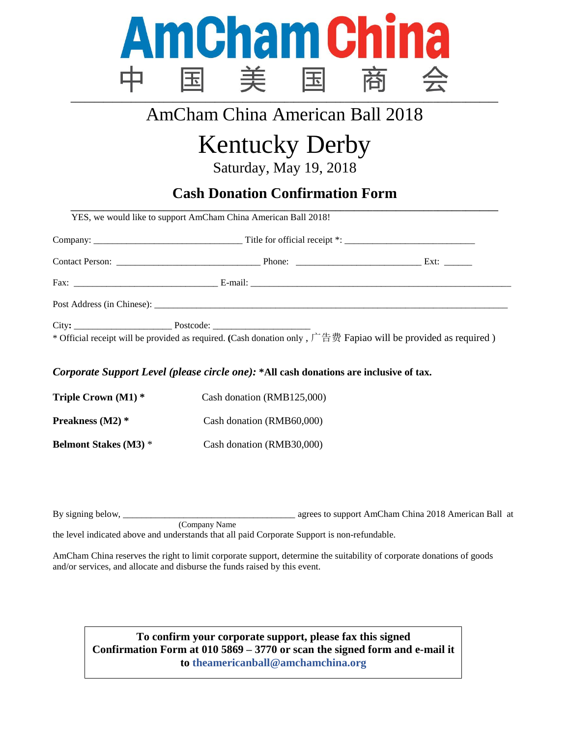# AmCham China
中 国 美 国 商 会

## AmCham China American Ball 2018

# Kentucky Derby

Saturday, May 19, 2018

## Cash Donation Confirmation Form

YES, we would like to support AmCham China American Ball 2018!

Company: ______________________________ Title for official receipt *: ___________________________

Contact Person: ______________________________ Phone: __________________________ Ext: ______

Fax: ______________________________ E-mail: __________________________________________________________

Post Address (in Chinese): ________________________________________________________________________________

City: ____________________ Postcode: ____________________

* Official receipt will be provided as required. (Cash donation only , 广告费 Fapiao will be provided as required )

***Corporate Support Level (please circle one):*** **\*All cash donations are inclusive of tax.**

| | |
|---|---|
| **Triple Crown (M1) \*** | Cash donation (RMB125,000) |
| **Preakness (M2) \*** | Cash donation (RMB60,000) |
| **Belmont Stakes (M3)** * | Cash donation (RMB30,000) |

By signing below, ____________________________________ agrees to support AmCham China 2018 American Ball at
(Company Name
the level indicated above and understands that all paid Corporate Support is non-refundable.

AmCham China reserves the right to limit corporate support, determine the suitability of corporate donations of goods and/or services, and allocate and disburse the funds raised by this event.

**To confirm your corporate support, please fax this signed Confirmation Form at 010 5869 – 3770 or scan the signed form and e-mail it to theamericanball@amchamchina.org**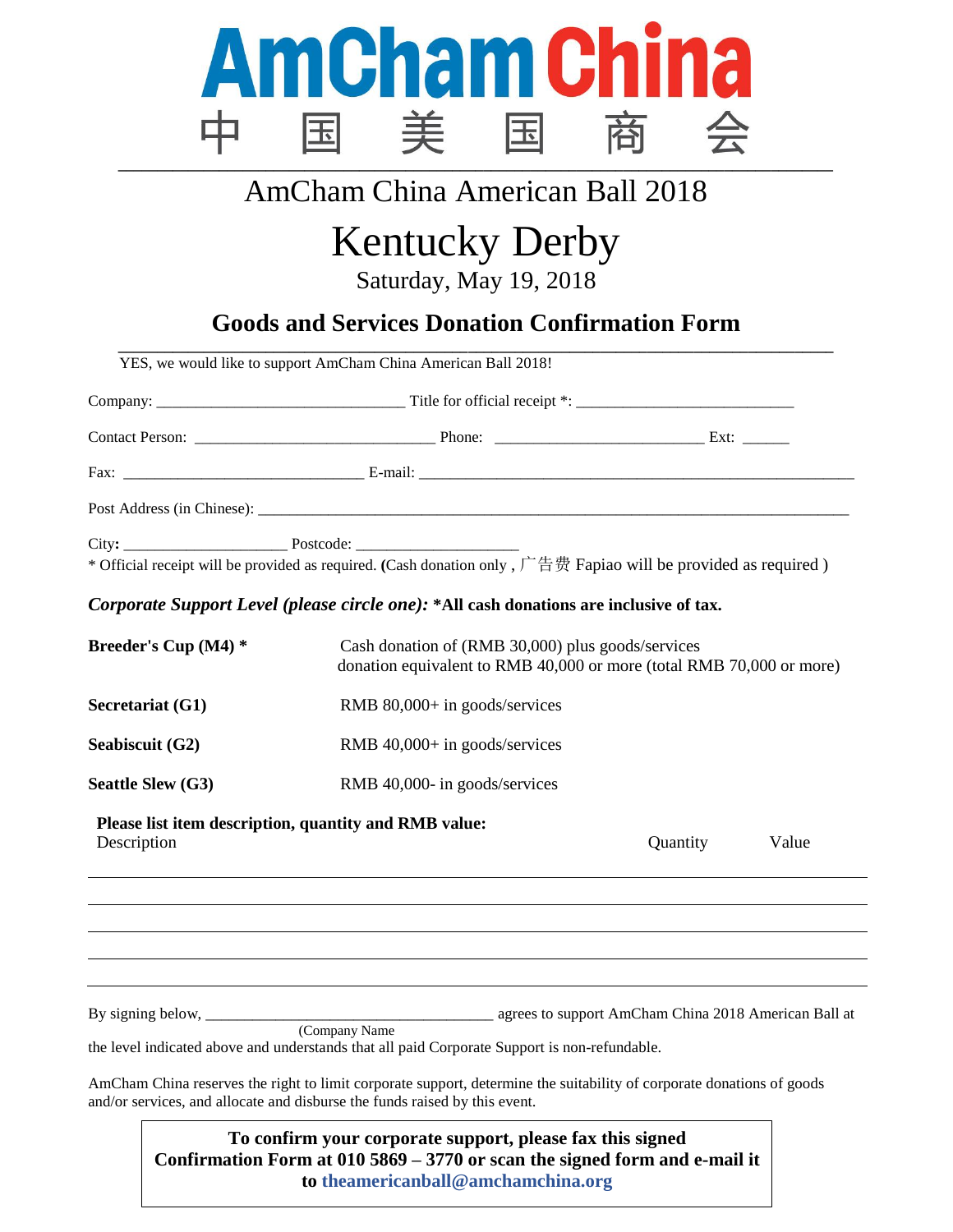# AmCham China

中 国 美 国 商 会

AmCham China American Ball 2018

# Kentucky Derby

Saturday, May 19, 2018

## Goods and Services Donation Confirmation Form

YES, we would like to support AmCham China American Ball 2018!

Company: _______________________________ Title for official receipt *: ____________________________

Contact Person: ______________________________ Phone: __________________________ Ext: ______

Fax: _______________________________ E-mail: _________________________________________________________

Post Address (in Chinese): ________________________________________________________________________________

City: ____________________ Postcode: ____________________

* Official receipt will be provided as required. (Cash donation only , 广告费 Fapiao will be provided as required )

***Corporate Support Level (please circle one):*** **\*All cash donations are inclusive of tax.**

| | |
|---|---|
| **Breeder's Cup (M4) \*** | Cash donation of (RMB 30,000) plus goods/services donation equivalent to RMB 40,000 or more (total RMB 70,000 or more) |
| **Secretariat (G1)** | RMB 80,000+ in goods/services |
| **Seabiscuit (G2)** | RMB 40,000+ in goods/services |
| **Seattle Slew (G3)** | RMB 40,000- in goods/services |

**Please list item description, quantity and RMB value:**

| Description | Quantity | Value |
|---|---|---|
| | | |
| | | |
| | | |
| | | |
| | | |

By signing below, ____________________________________ agrees to support AmCham China 2018 American Ball at
(Company Name
the level indicated above and understands that all paid Corporate Support is non-refundable.

AmCham China reserves the right to limit corporate support, determine the suitability of corporate donations of goods and/or services, and allocate and disburse the funds raised by this event.

**To confirm your corporate support, please fax this signed Confirmation Form at 010 5869 – 3770 or scan the signed form and e-mail it to theamericanball@amchamchina.org**